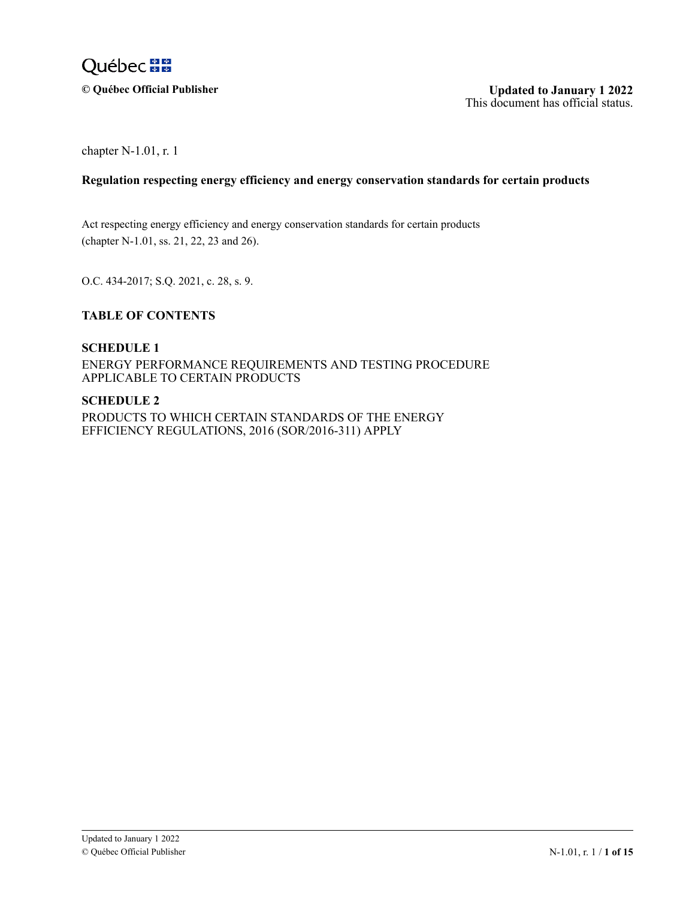Québec

© Québec Official Publisher

**Updated to January 1 2022**
This document has official status.

chapter N-1.01, r. 1

# Regulation respecting energy efficiency and energy conservation standards for certain products

Act respecting energy efficiency and energy conservation standards for certain products
(chapter N-1.01, ss. 21, 22, 23 and 26).

O.C. 434-2017; S.Q. 2021, c. 28, s. 9.

## TABLE OF CONTENTS

**SCHEDULE 1**
ENERGY PERFORMANCE REQUIREMENTS AND TESTING PROCEDURE APPLICABLE TO CERTAIN PRODUCTS

**SCHEDULE 2**
PRODUCTS TO WHICH CERTAIN STANDARDS OF THE ENERGY EFFICIENCY REGULATIONS, 2016 (SOR/2016-311) APPLY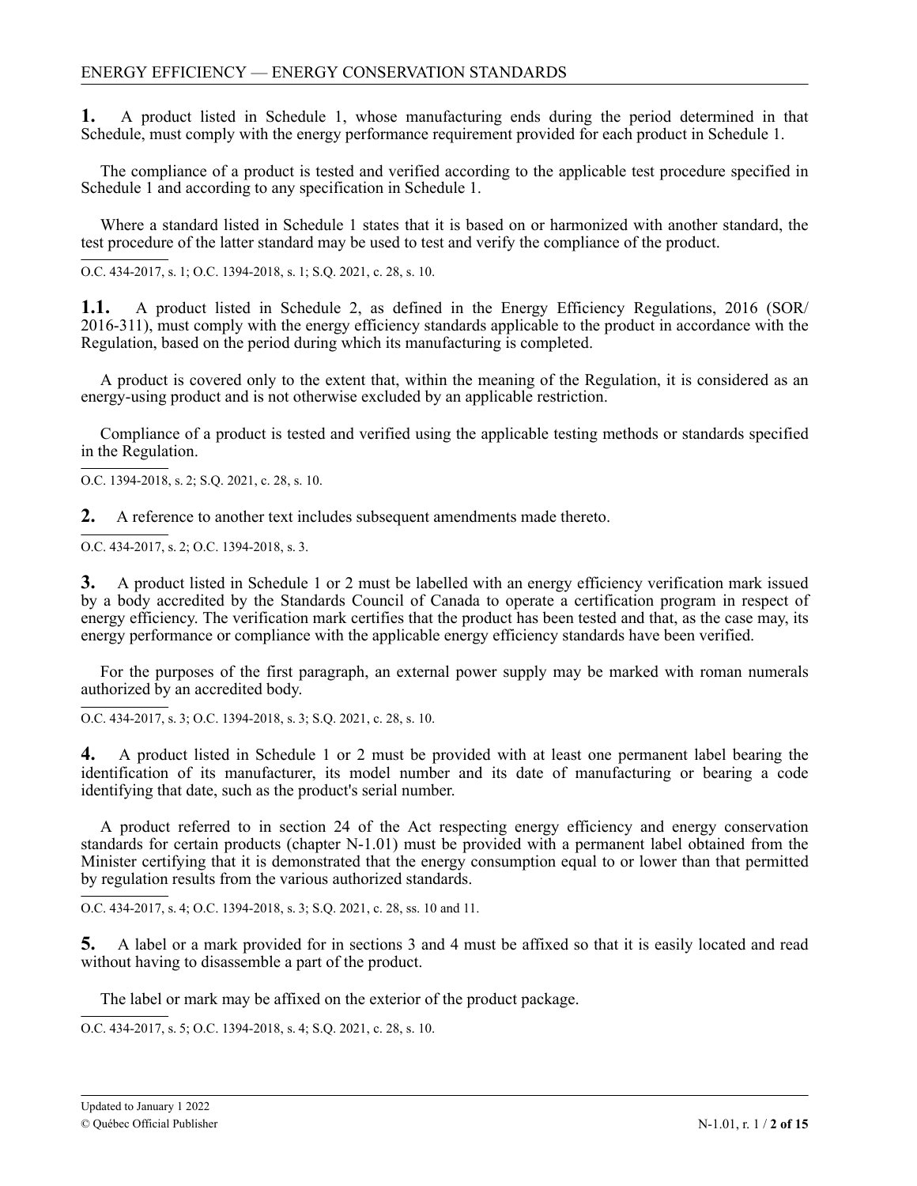**1.** A product listed in Schedule 1, whose manufacturing ends during the period determined in that Schedule, must comply with the energy performance requirement provided for each product in Schedule 1.

The compliance of a product is tested and verified according to the applicable test procedure specified in Schedule 1 and according to any specification in Schedule 1.

Where a standard listed in Schedule 1 states that it is based on or harmonized with another standard, the test procedure of the latter standard may be used to test and verify the compliance of the product.

O.C. 434-2017, s. 1; O.C. 1394-2018, s. 1; S.Q. 2021, c. 28, s. 10.

**1.1.** A product listed in Schedule 2, as defined in the Energy Efficiency Regulations, 2016 (SOR/2016-311), must comply with the energy efficiency standards applicable to the product in accordance with the Regulation, based on the period during which its manufacturing is completed.

A product is covered only to the extent that, within the meaning of the Regulation, it is considered as an energy-using product and is not otherwise excluded by an applicable restriction.

Compliance of a product is tested and verified using the applicable testing methods or standards specified in the Regulation.

O.C. 1394-2018, s. 2; S.Q. 2021, c. 28, s. 10.

**2.** A reference to another text includes subsequent amendments made thereto.

O.C. 434-2017, s. 2; O.C. 1394-2018, s. 3.

**3.** A product listed in Schedule 1 or 2 must be labelled with an energy efficiency verification mark issued by a body accredited by the Standards Council of Canada to operate a certification program in respect of energy efficiency. The verification mark certifies that the product has been tested and that, as the case may, its energy performance or compliance with the applicable energy efficiency standards have been verified.

For the purposes of the first paragraph, an external power supply may be marked with roman numerals authorized by an accredited body.

O.C. 434-2017, s. 3; O.C. 1394-2018, s. 3; S.Q. 2021, c. 28, s. 10.

**4.** A product listed in Schedule 1 or 2 must be provided with at least one permanent label bearing the identification of its manufacturer, its model number and its date of manufacturing or bearing a code identifying that date, such as the product's serial number.

A product referred to in section 24 of the Act respecting energy efficiency and energy conservation standards for certain products (chapter N-1.01) must be provided with a permanent label obtained from the Minister certifying that it is demonstrated that the energy consumption equal to or lower than that permitted by regulation results from the various authorized standards.

O.C. 434-2017, s. 4; O.C. 1394-2018, s. 3; S.Q. 2021, c. 28, ss. 10 and 11.

**5.** A label or a mark provided for in sections 3 and 4 must be affixed so that it is easily located and read without having to disassemble a part of the product.

The label or mark may be affixed on the exterior of the product package.

O.C. 434-2017, s. 5; O.C. 1394-2018, s. 4; S.Q. 2021, c. 28, s. 10.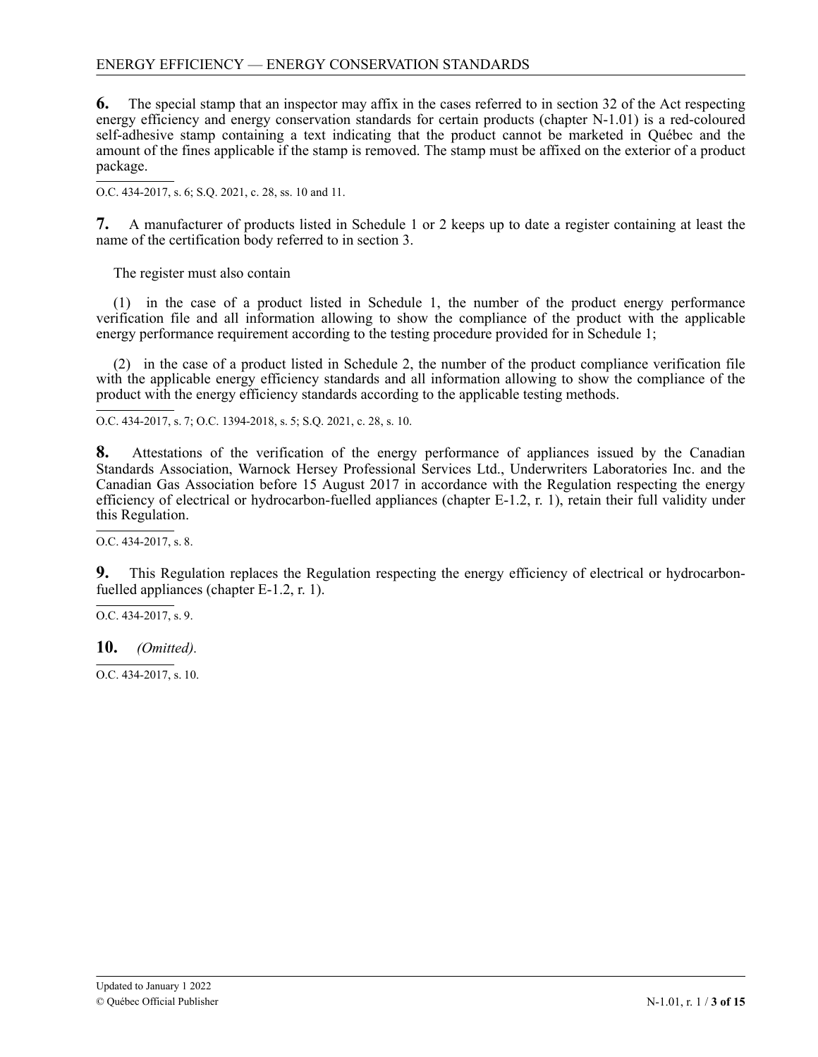**6.** The special stamp that an inspector may affix in the cases referred to in section 32 of the Act respecting energy efficiency and energy conservation standards for certain products (chapter N-1.01) is a red-coloured self-adhesive stamp containing a text indicating that the product cannot be marketed in Québec and the amount of the fines applicable if the stamp is removed. The stamp must be affixed on the exterior of a product package.

O.C. 434-2017, s. 6; S.Q. 2021, c. 28, ss. 10 and 11.

**7.** A manufacturer of products listed in Schedule 1 or 2 keeps up to date a register containing at least the name of the certification body referred to in section 3.

The register must also contain

(1) in the case of a product listed in Schedule 1, the number of the product energy performance verification file and all information allowing to show the compliance of the product with the applicable energy performance requirement according to the testing procedure provided for in Schedule 1;

(2) in the case of a product listed in Schedule 2, the number of the product compliance verification file with the applicable energy efficiency standards and all information allowing to show the compliance of the product with the energy efficiency standards according to the applicable testing methods.

O.C. 434-2017, s. 7; O.C. 1394-2018, s. 5; S.Q. 2021, c. 28, s. 10.

**8.** Attestations of the verification of the energy performance of appliances issued by the Canadian Standards Association, Warnock Hersey Professional Services Ltd., Underwriters Laboratories Inc. and the Canadian Gas Association before 15 August 2017 in accordance with the Regulation respecting the energy efficiency of electrical or hydrocarbon-fuelled appliances (chapter E-1.2, r. 1), retain their full validity under this Regulation.

O.C. 434-2017, s. 8.

**9.** This Regulation replaces the Regulation respecting the energy efficiency of electrical or hydrocarbon-fuelled appliances (chapter E-1.2, r. 1).

O.C. 434-2017, s. 9.

**10.** *(Omitted).*

O.C. 434-2017, s. 10.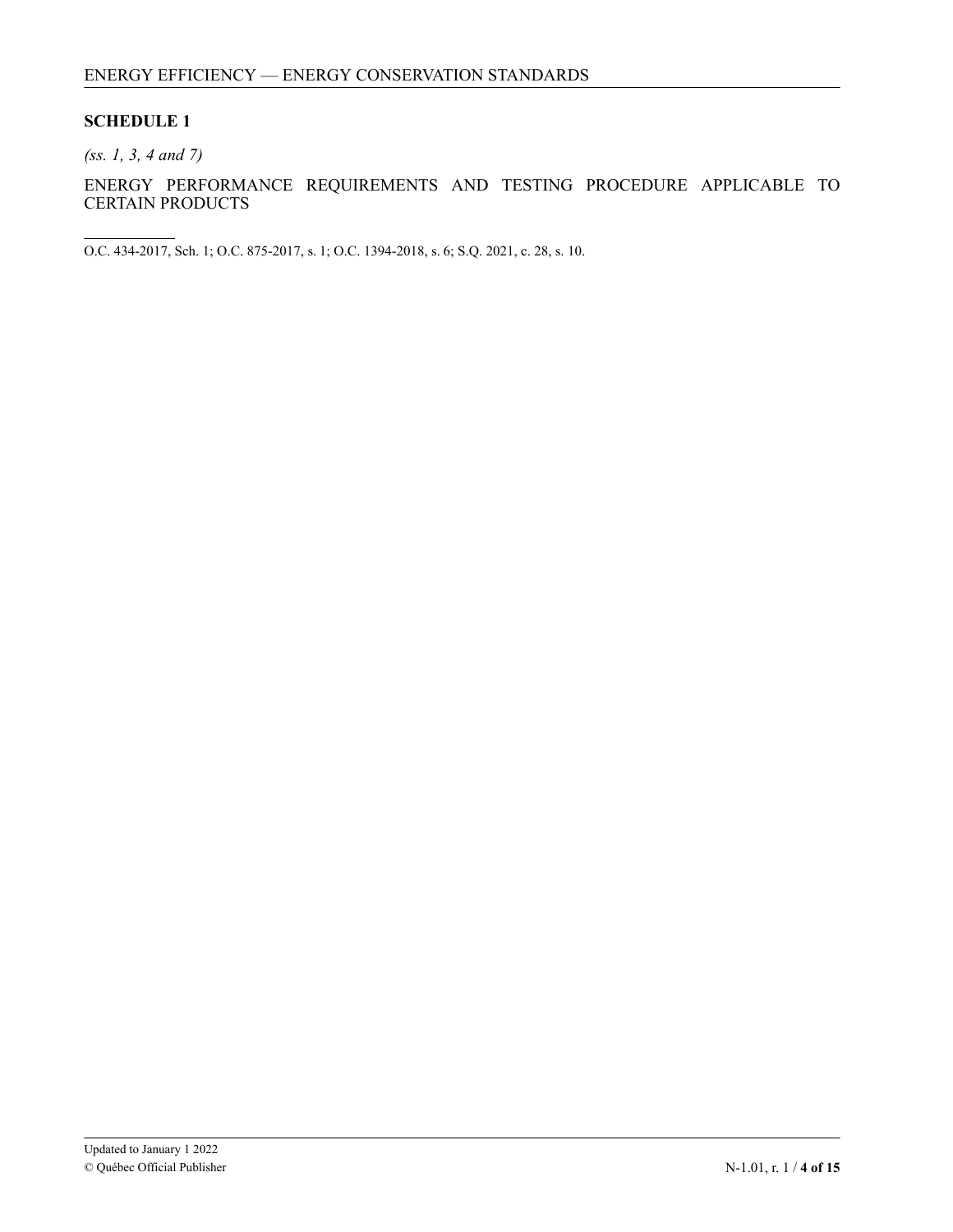## SCHEDULE 1

*(ss. 1, 3, 4 and 7)*

ENERGY PERFORMANCE REQUIREMENTS AND TESTING PROCEDURE APPLICABLE TO CERTAIN PRODUCTS

---

O.C. 434-2017, Sch. 1; O.C. 875-2017, s. 1; O.C. 1394-2018, s. 6; S.Q. 2021, c. 28, s. 10.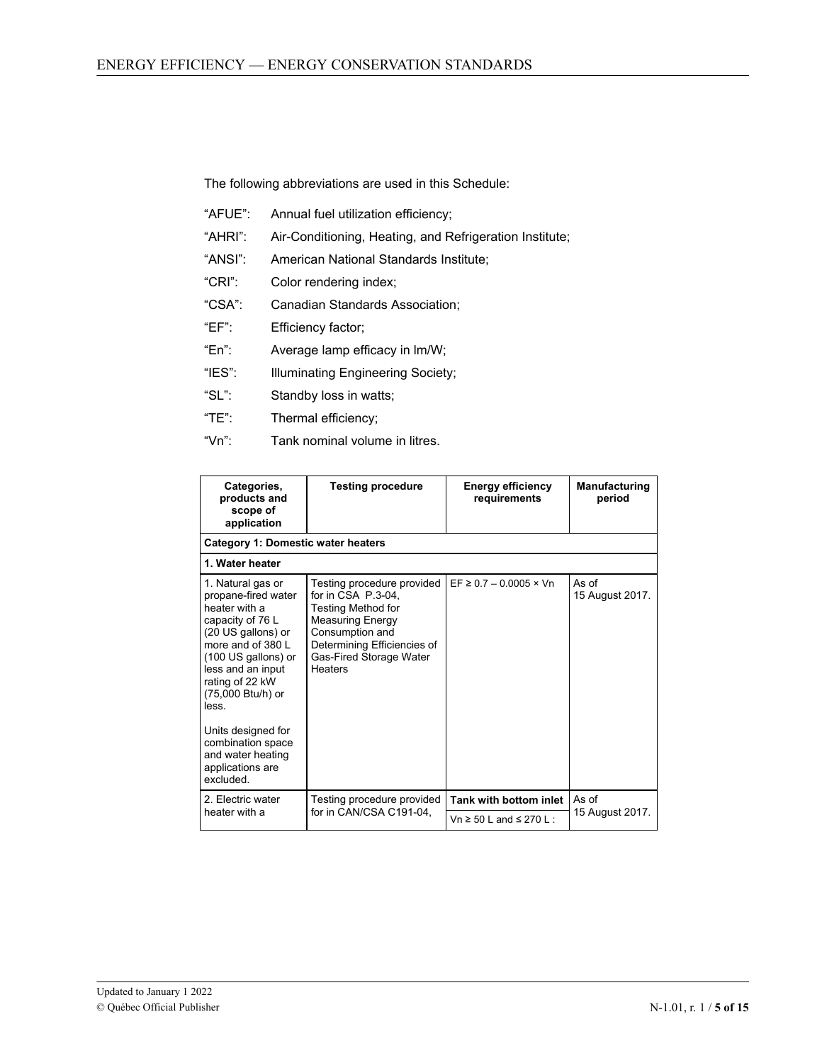The following abbreviations are used in this Schedule:

“AFUE”: Annual fuel utilization efficiency;

“AHRI”: Air-Conditioning, Heating, and Refrigeration Institute;

“ANSI”: American National Standards Institute;

“CRI”: Color rendering index;

“CSA”: Canadian Standards Association;

“EF”: Efficiency factor;

“En”: Average lamp efficacy in lm/W;

“IES”: Illuminating Engineering Society;

“SL”: Standby loss in watts;

“TE”: Thermal efficiency;

“Vn”: Tank nominal volume in litres.

| Categories, products and scope of application | Testing procedure | Energy efficiency requirements | Manufacturing period |
|---|---|---|---|
| **Category 1: Domestic water heaters** | | | |
| **1. Water heater** | | | |
| 1. Natural gas or propane-fired water heater with a capacity of 76 L (20 US gallons) or more and of 380 L (100 US gallons) or less and an input rating of 22 kW (75,000 Btu/h) or less.<br><br>Units designed for combination space and water heating applications are excluded. | Testing procedure provided for in CSA P.3-04, Testing Method for Measuring Energy Consumption and Determining Efficiencies of Gas-Fired Storage Water Heaters | EF ≥ 0.7 – 0.0005 × Vn | As of 15 August 2017. |
| 2. Electric water heater with a | Testing procedure provided for in CAN/CSA C191-04, | **Tank with bottom inlet**<br>Vn ≥ 50 L and ≤ 270 L : | As of 15 August 2017. |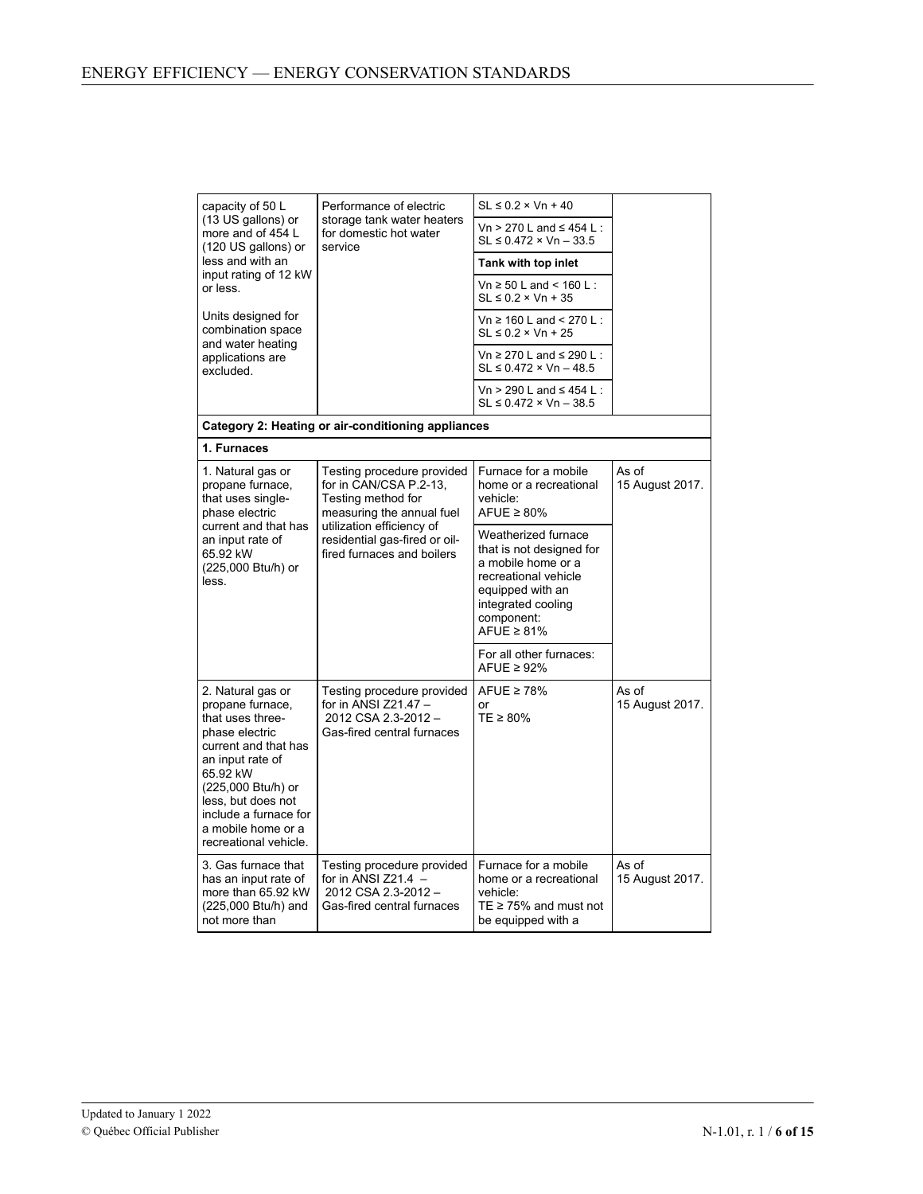| | | | |
|---|---|---|---|
| capacity of 50 L (13 US gallons) or more and of 454 L (120 US gallons) or less and with an input rating of 12 kW or less.<br><br>Units designed for combination space and water heating applications are excluded. | Performance of electric storage tank water heaters for domestic hot water service | SL ≤ 0.2 × Vn + 40 | |
| | | Vn > 270 L and ≤ 454 L : SL ≤ 0.472 × Vn – 33.5 | |
| | | **Tank with top inlet** | |
| | | Vn ≥ 50 L and < 160 L : SL ≤ 0.2 × Vn + 35 | |
| | | Vn ≥ 160 L and < 270 L : SL ≤ 0.2 × Vn + 25 | |
| | | Vn ≥ 270 L and ≤ 290 L : SL ≤ 0.472 × Vn – 48.5 | |
| | | Vn > 290 L and ≤ 454 L : SL ≤ 0.472 × Vn – 38.5 | |
| **Category 2: Heating or air-conditioning appliances** | | | |
| **1. Furnaces** | | | |
| 1. Natural gas or propane furnace, that uses single-phase electric current and that has an input rate of 65.92 kW (225,000 Btu/h) or less. | Testing procedure provided for in CAN/CSA P.2-13, Testing method for measuring the annual fuel utilization efficiency of residential gas-fired or oil-fired furnaces and boilers | Furnace for a mobile home or a recreational vehicle: AFUE ≥ 80% | As of 15 August 2017. |
| | | Weatherized furnace that is not designed for a mobile home or a recreational vehicle equipped with an integrated cooling component: AFUE ≥ 81% | |
| | | For all other furnaces: AFUE ≥ 92% | |
| 2. Natural gas or propane furnace, that uses three-phase electric current and that has an input rate of 65.92 kW (225,000 Btu/h) or less, but does not include a furnace for a mobile home or a recreational vehicle. | Testing procedure provided for in ANSI Z21.47 – 2012 CSA 2.3-2012 – Gas-fired central furnaces | AFUE ≥ 78% or TE ≥ 80% | As of 15 August 2017. |
| 3. Gas furnace that has an input rate of more than 65.92 kW (225,000 Btu/h) and not more than | Testing procedure provided for in ANSI Z21.4 – 2012 CSA 2.3-2012 – Gas-fired central furnaces | Furnace for a mobile home or a recreational vehicle: TE ≥ 75% and must not be equipped with a | As of 15 August 2017. |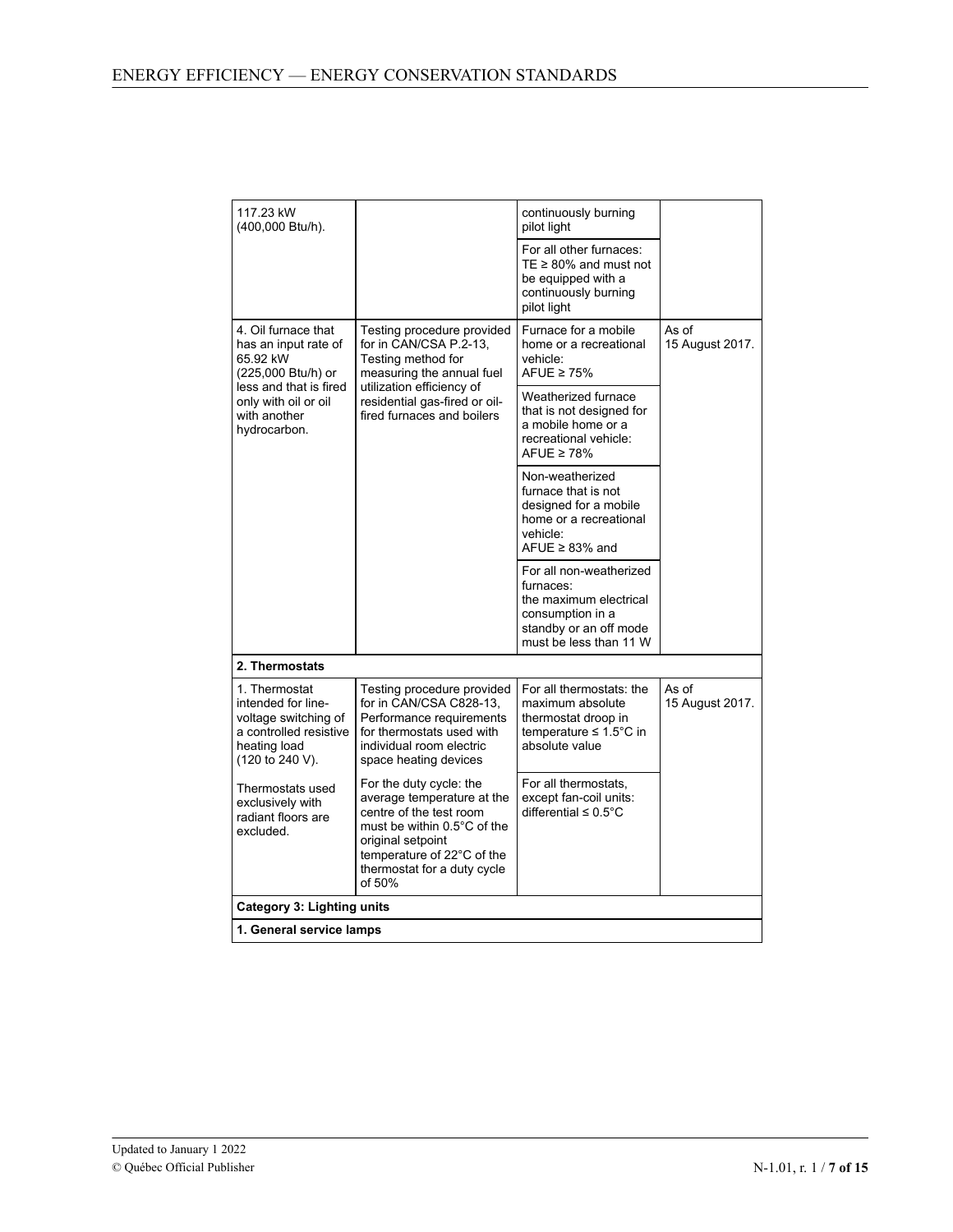| | | | |
|---|---|---|---|
| 117.23 kW (400,000 Btu/h). | | continuously burning pilot light | |
| | | For all other furnaces: TE ≥ 80% and must not be equipped with a continuously burning pilot light | |
| 4. Oil furnace that has an input rate of 65.92 kW (225,000 Btu/h) or less and that is fired only with oil or oil with another hydrocarbon. | Testing procedure provided for in CAN/CSA P.2-13, Testing method for measuring the annual fuel utilization efficiency of residential gas-fired or oil-fired furnaces and boilers | Furnace for a mobile home or a recreational vehicle: AFUE ≥ 75% | As of 15 August 2017. |
| | | Weatherized furnace that is not designed for a mobile home or a recreational vehicle: AFUE ≥ 78% | |
| | | Non-weatherized furnace that is not designed for a mobile home or a recreational vehicle: AFUE ≥ 83% and | |
| | | For all non-weatherized furnaces: the maximum electrical consumption in a standby or an off mode must be less than 11 W | |
| **2. Thermostats** | | | |
| 1. Thermostat intended for line-voltage switching of a controlled resistive heating load (120 to 240 V). | Testing procedure provided for in CAN/CSA C828-13, Performance requirements for thermostats used with individual room electric space heating devices | For all thermostats: the maximum absolute thermostat droop in temperature ≤ 1.5°C in absolute value | As of 15 August 2017. |
| Thermostats used exclusively with radiant floors are excluded. | For the duty cycle: the average temperature at the centre of the test room must be within 0.5°C of the original setpoint temperature of 22°C of the thermostat for a duty cycle of 50% | For all thermostats, except fan-coil units: differential ≤ 0.5°C | |
| **Category 3: Lighting units** | | | |
| **1. General service lamps** | | | |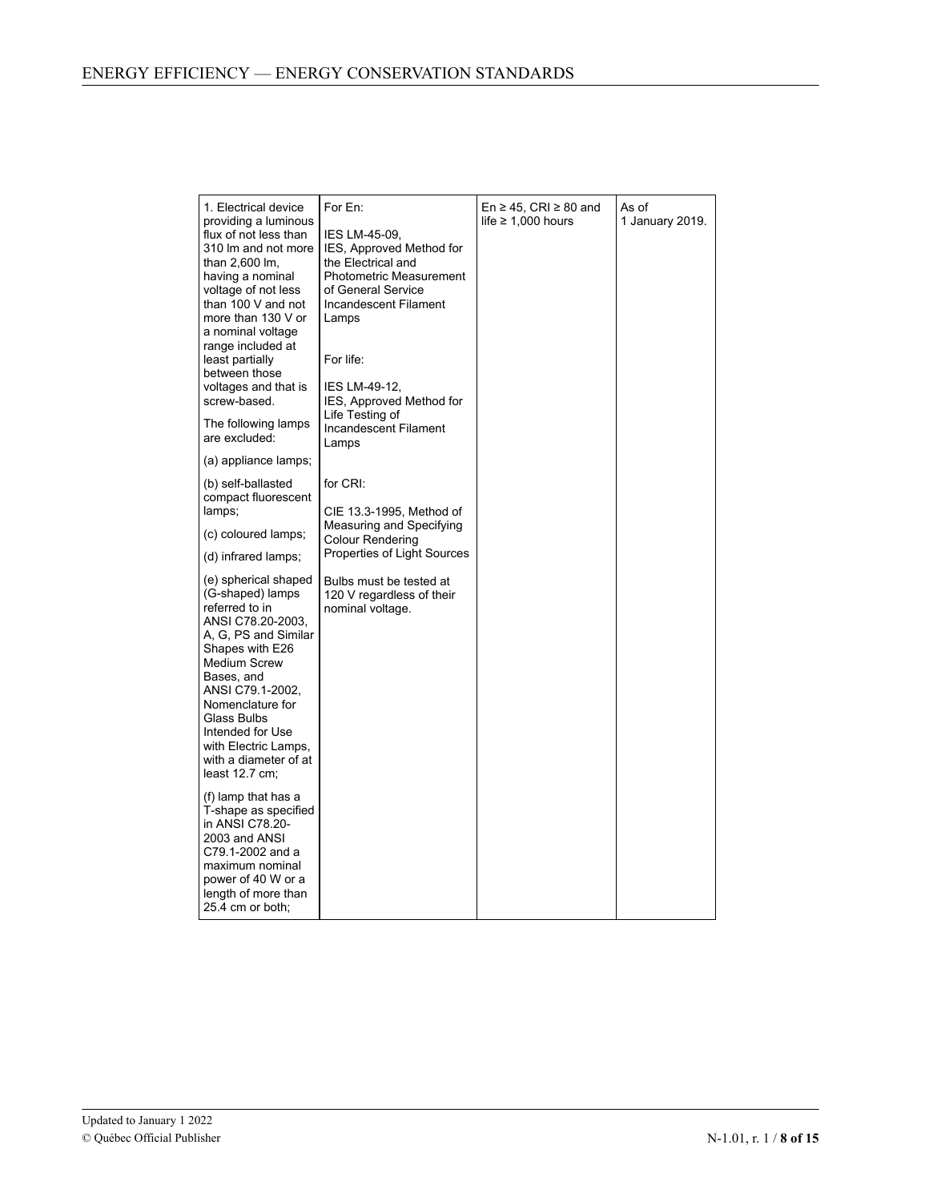| | | | |
|---|---|---|---|
| 1. Electrical device providing a luminous flux of not less than 310 lm and not more than 2,600 lm, having a nominal voltage of not less than 100 V and not more than 130 V or a nominal voltage range included at least partially between those voltages and that is screw-based.<br><br>The following lamps are excluded:<br><br>(a) appliance lamps;<br><br>(b) self-ballasted compact fluorescent lamps;<br><br>(c) coloured lamps;<br><br>(d) infrared lamps;<br><br>(e) spherical shaped (G-shaped) lamps referred to in ANSI C78.20-2003, A, G, PS and Similar Shapes with E26 Medium Screw Bases, and ANSI C79.1-2002, Nomenclature for Glass Bulbs Intended for Use with Electric Lamps, with a diameter of at least 12.7 cm;<br><br>(f) lamp that has a T-shape as specified in ANSI C78.20-2003 and ANSI C79.1-2002 and a maximum nominal power of 40 W or a length of more than 25.4 cm or both; | For En:<br><br>IES LM-45-09, IES, Approved Method for the Electrical and Photometric Measurement of General Service Incandescent Filament Lamps<br><br>For life:<br><br>IES LM-49-12, IES, Approved Method for Life Testing of Incandescent Filament Lamps<br><br>for CRI:<br><br>CIE 13.3-1995, Method of Measuring and Specifying Colour Rendering Properties of Light Sources<br><br>Bulbs must be tested at 120 V regardless of their nominal voltage. | En ≥ 45, CRI ≥ 80 and life ≥ 1,000 hours | As of 1 January 2019. |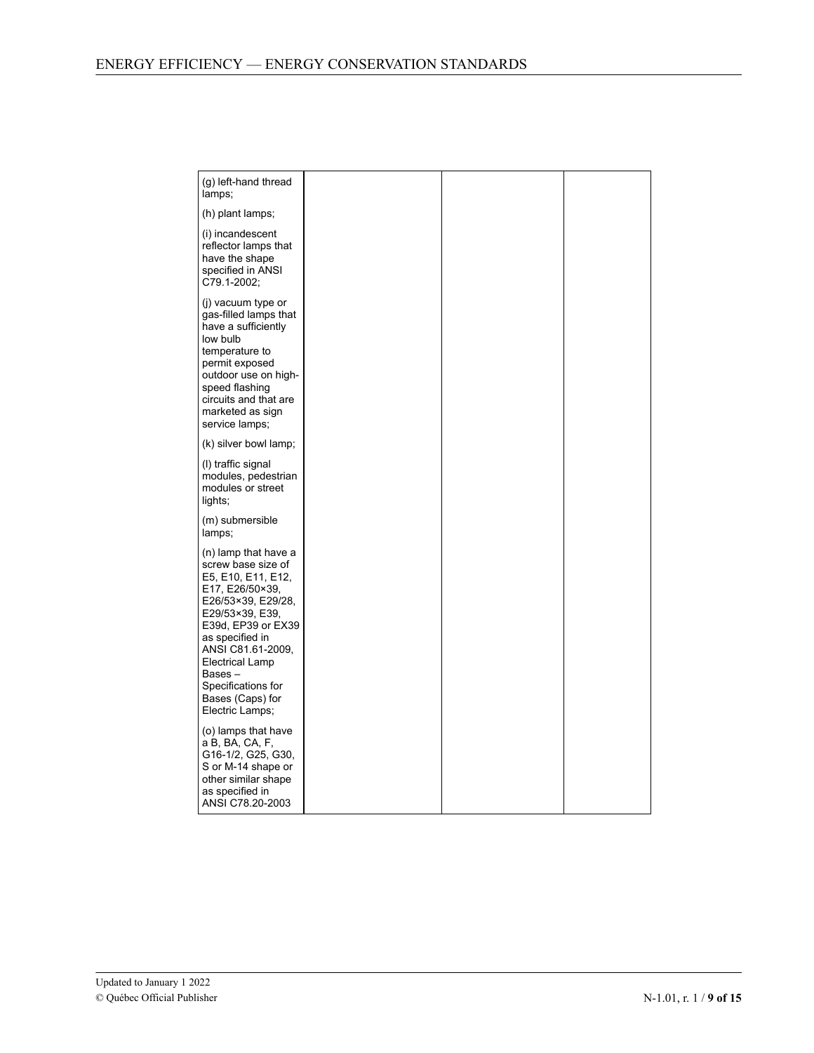| | | | |
|---|---|---|---|
| (g) left-hand thread lamps;<br><br>(h) plant lamps;<br><br>(i) incandescent reflector lamps that have the shape specified in ANSI C79.1-2002;<br><br>(j) vacuum type or gas-filled lamps that have a sufficiently low bulb temperature to permit exposed outdoor use on high-speed flashing circuits and that are marketed as sign service lamps;<br><br>(k) silver bowl lamp;<br><br>(l) traffic signal modules, pedestrian modules or street lights;<br><br>(m) submersible lamps;<br><br>(n) lamp that have a screw base size of E5, E10, E11, E12, E17, E26/50×39, E26/53×39, E29/28, E29/53×39, E39, E39d, EP39 or EX39 as specified in ANSI C81.61-2009, Electrical Lamp Bases – Specifications for Bases (Caps) for Electric Lamps;<br><br>(o) lamps that have a B, BA, CA, F, G16-1/2, G25, G30, S or M-14 shape or other similar shape as specified in ANSI C78.20-2003 | | | |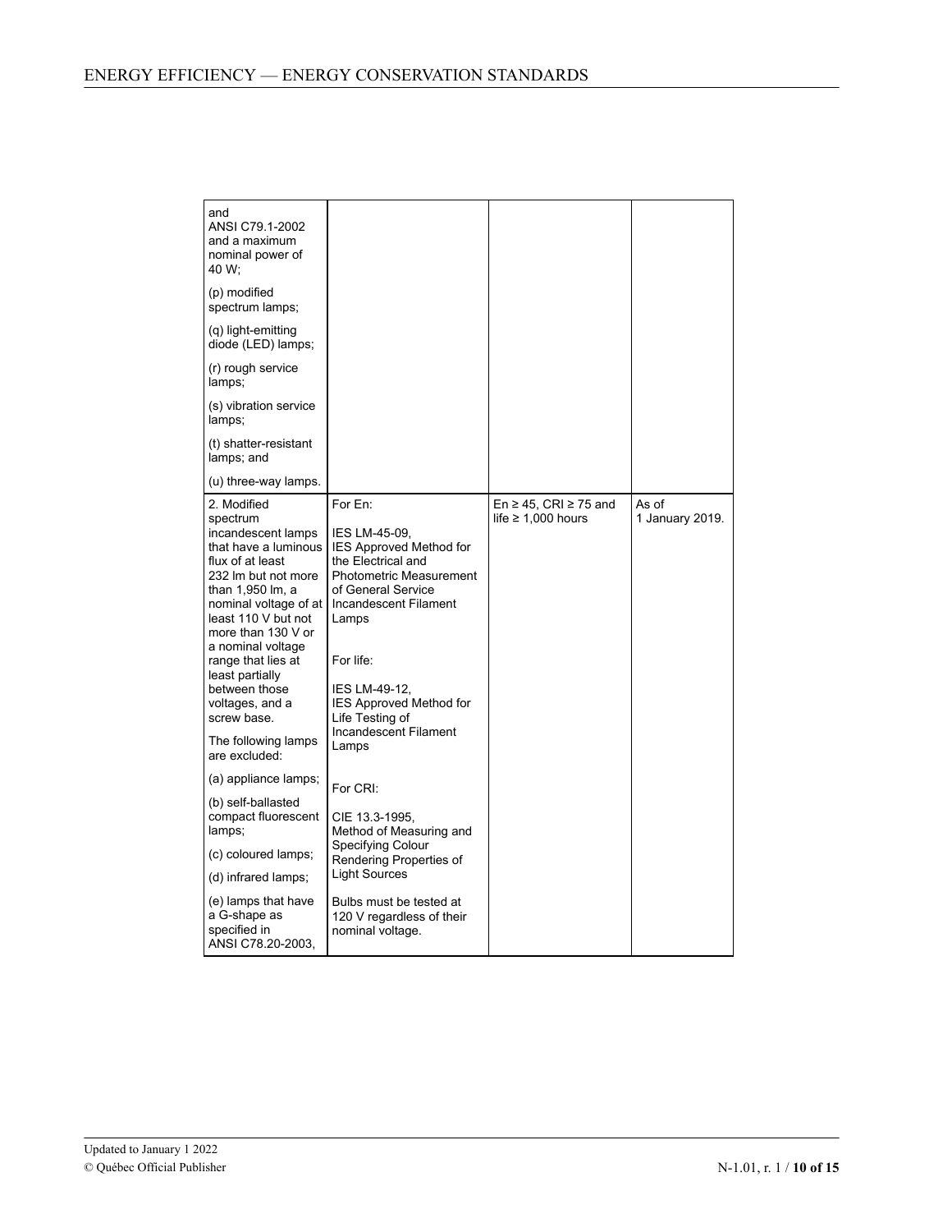| | | | |
|---|---|---|---|
| and ANSI C79.1-2002 and a maximum nominal power of 40 W;<br><br>(p) modified spectrum lamps;<br><br>(q) light-emitting diode (LED) lamps;<br><br>(r) rough service lamps;<br><br>(s) vibration service lamps;<br><br>(t) shatter-resistant lamps; and<br><br>(u) three-way lamps. | | | |
| 2. Modified spectrum incandescent lamps that have a luminous flux of at least 232 lm but not more than 1,950 lm, a nominal voltage of at least 110 V but not more than 130 V or a nominal voltage range that lies at least partially between those voltages, and a screw base.<br><br>The following lamps are excluded:<br><br>(a) appliance lamps;<br><br>(b) self-ballasted compact fluorescent lamps;<br><br>(c) coloured lamps;<br><br>(d) infrared lamps;<br><br>(e) lamps that have a G-shape as specified in ANSI C78.20-2003, | For En:<br><br>IES LM-45-09, IES Approved Method for the Electrical and Photometric Measurement of General Service Incandescent Filament Lamps<br><br>For life:<br><br>IES LM-49-12, IES Approved Method for Life Testing of Incandescent Filament Lamps<br><br>For CRI:<br><br>CIE 13.3-1995, Method of Measuring and Specifying Colour Rendering Properties of Light Sources<br><br>Bulbs must be tested at 120 V regardless of their nominal voltage. | En ≥ 45, CRI ≥ 75 and life ≥ 1,000 hours | As of 1 January 2019. |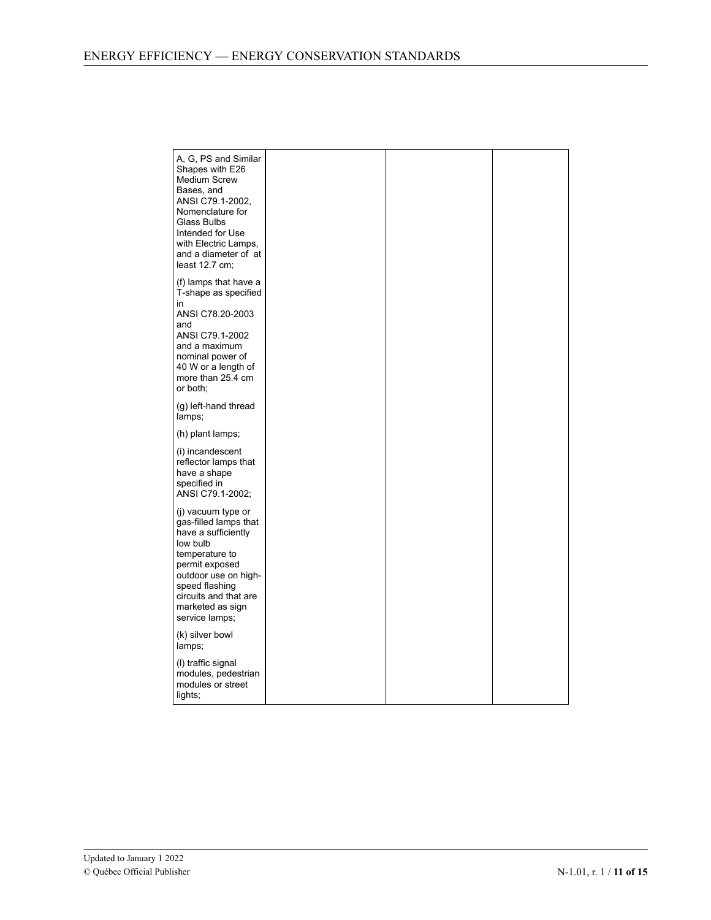| | | | |
|---|---|---|---|
| A, G, PS and Similar Shapes with E26 Medium Screw Bases, and ANSI C79.1-2002, Nomenclature for Glass Bulbs Intended for Use with Electric Lamps, and a diameter of at least 12.7 cm;<br><br>(f) lamps that have a T-shape as specified in ANSI C78.20-2003 and ANSI C79.1-2002 and a maximum nominal power of 40 W or a length of more than 25.4 cm or both;<br><br>(g) left-hand thread lamps;<br><br>(h) plant lamps;<br><br>(i) incandescent reflector lamps that have a shape specified in ANSI C79.1-2002;<br><br>(j) vacuum type or gas-filled lamps that have a sufficiently low bulb temperature to permit exposed outdoor use on high-speed flashing circuits and that are marketed as sign service lamps;<br><br>(k) silver bowl lamps;<br><br>(l) traffic signal modules, pedestrian modules or street lights; | | | |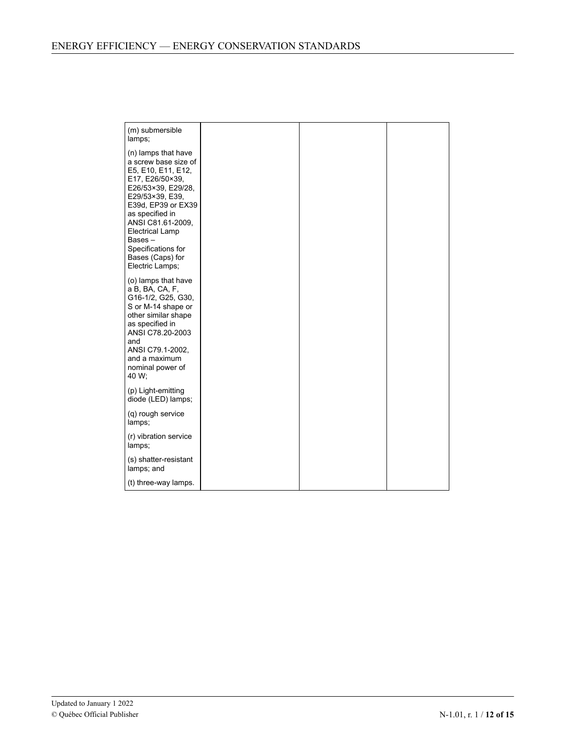| | | | |
|---|---|---|---|
| (m) submersible lamps;<br><br>(n) lamps that have a screw base size of E5, E10, E11, E12, E17, E26/50×39, E26/53×39, E29/28, E29/53×39, E39, E39d, EP39 or EX39 as specified in ANSI C81.61-2009, Electrical Lamp Bases – Specifications for Bases (Caps) for Electric Lamps;<br><br>(o) lamps that have a B, BA, CA, F, G16-1/2, G25, G30, S or M-14 shape or other similar shape as specified in ANSI C78.20-2003 and ANSI C79.1-2002, and a maximum nominal power of 40 W;<br><br>(p) Light-emitting diode (LED) lamps;<br><br>(q) rough service lamps;<br><br>(r) vibration service lamps;<br><br>(s) shatter-resistant lamps; and<br><br>(t) three-way lamps. | | | |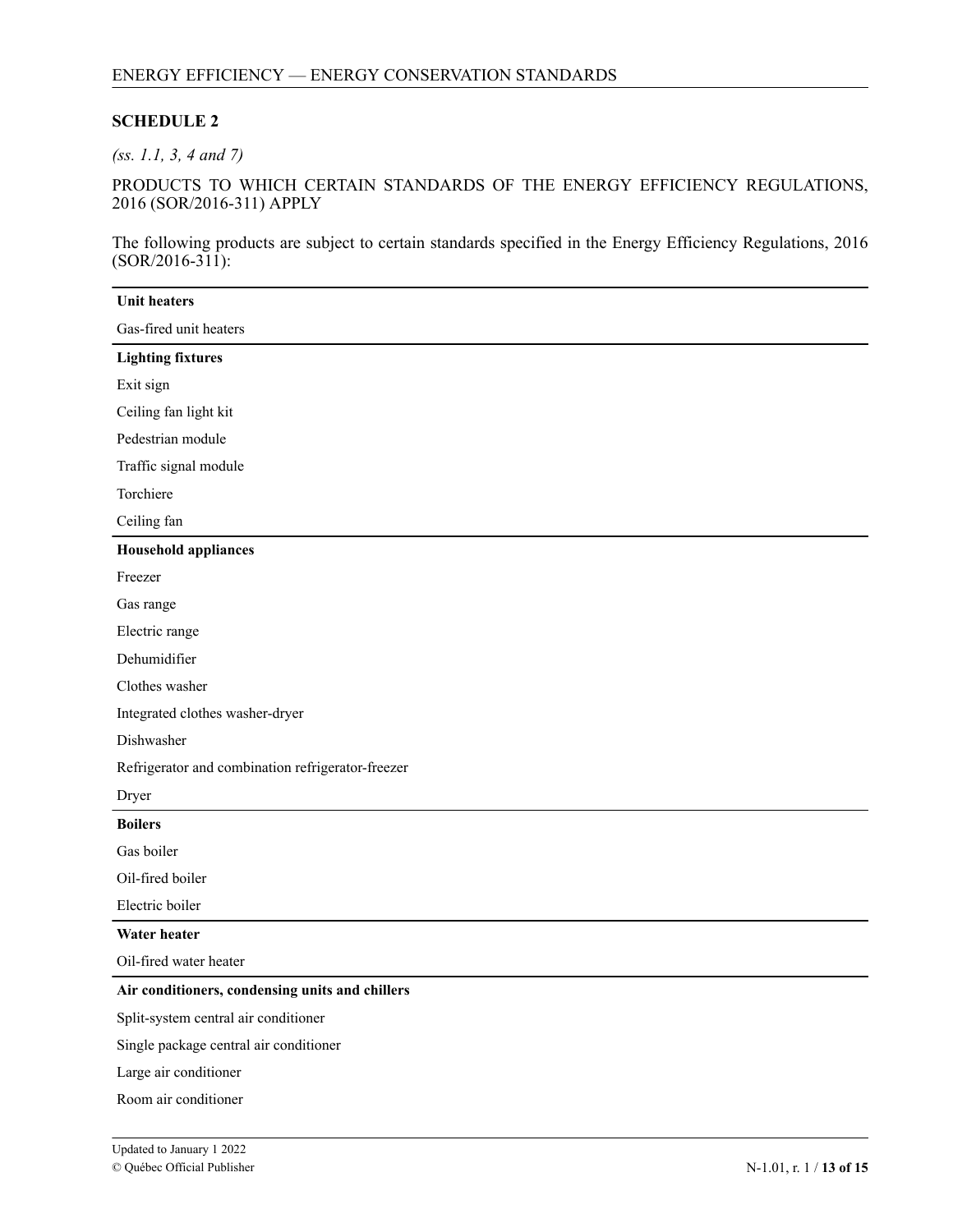## SCHEDULE 2

*(ss. 1.1, 3, 4 and 7)*

PRODUCTS TO WHICH CERTAIN STANDARDS OF THE ENERGY EFFICIENCY REGULATIONS, 2016 (SOR/2016-311) APPLY

The following products are subject to certain standards specified in the Energy Efficiency Regulations, 2016 (SOR/2016-311):

| **Unit heaters** |
|---|
| Gas-fired unit heaters |
| **Lighting fixtures** |
| Exit sign |
| Ceiling fan light kit |
| Pedestrian module |
| Traffic signal module |
| Torchiere |
| Ceiling fan |
| **Household appliances** |
| Freezer |
| Gas range |
| Electric range |
| Dehumidifier |
| Clothes washer |
| Integrated clothes washer-dryer |
| Dishwasher |
| Refrigerator and combination refrigerator-freezer |
| Dryer |
| **Boilers** |
| Gas boiler |
| Oil-fired boiler |
| Electric boiler |
| **Water heater** |
| Oil-fired water heater |
| **Air conditioners, condensing units and chillers** |
| Split-system central air conditioner |
| Single package central air conditioner |
| Large air conditioner |
| Room air conditioner |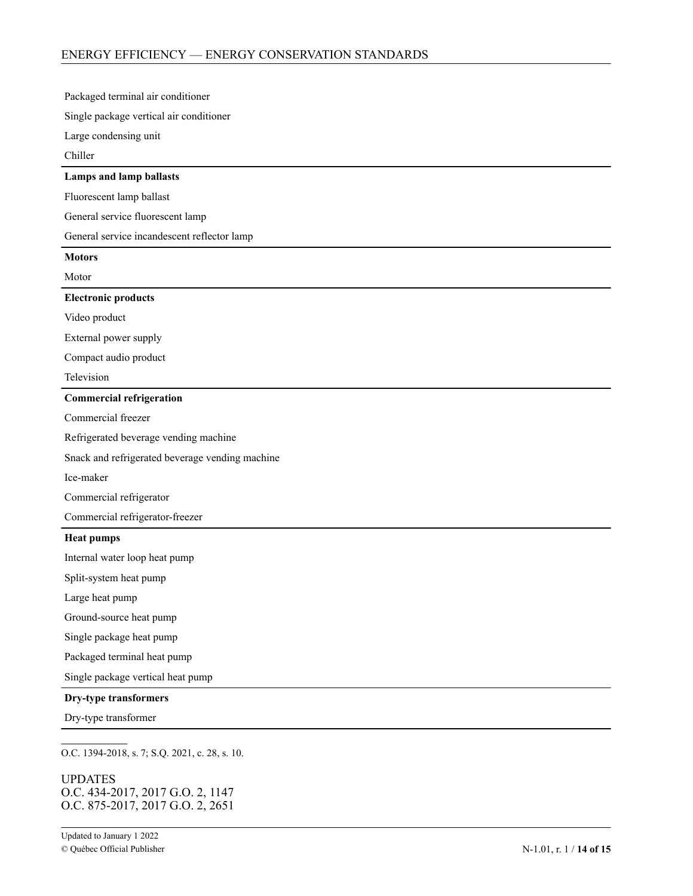| |
|---|
| Packaged terminal air conditioner |
| Single package vertical air conditioner |
| Large condensing unit |
| Chiller |
| **Lamps and lamp ballasts** |
| Fluorescent lamp ballast |
| General service fluorescent lamp |
| General service incandescent reflector lamp |
| **Motors** |
| Motor |
| **Electronic products** |
| Video product |
| External power supply |
| Compact audio product |
| Television |
| **Commercial refrigeration** |
| Commercial freezer |
| Refrigerated beverage vending machine |
| Snack and refrigerated beverage vending machine |
| Ice-maker |
| Commercial refrigerator |
| Commercial refrigerator-freezer |
| **Heat pumps** |
| Internal water loop heat pump |
| Split-system heat pump |
| Large heat pump |
| Ground-source heat pump |
| Single package heat pump |
| Packaged terminal heat pump |
| Single package vertical heat pump |
| **Dry-type transformers** |
| Dry-type transformer |

O.C. 1394-2018, s. 7; S.Q. 2021, c. 28, s. 10.

UPDATES
O.C. 434-2017, 2017 G.O. 2, 1147
O.C. 875-2017, 2017 G.O. 2, 2651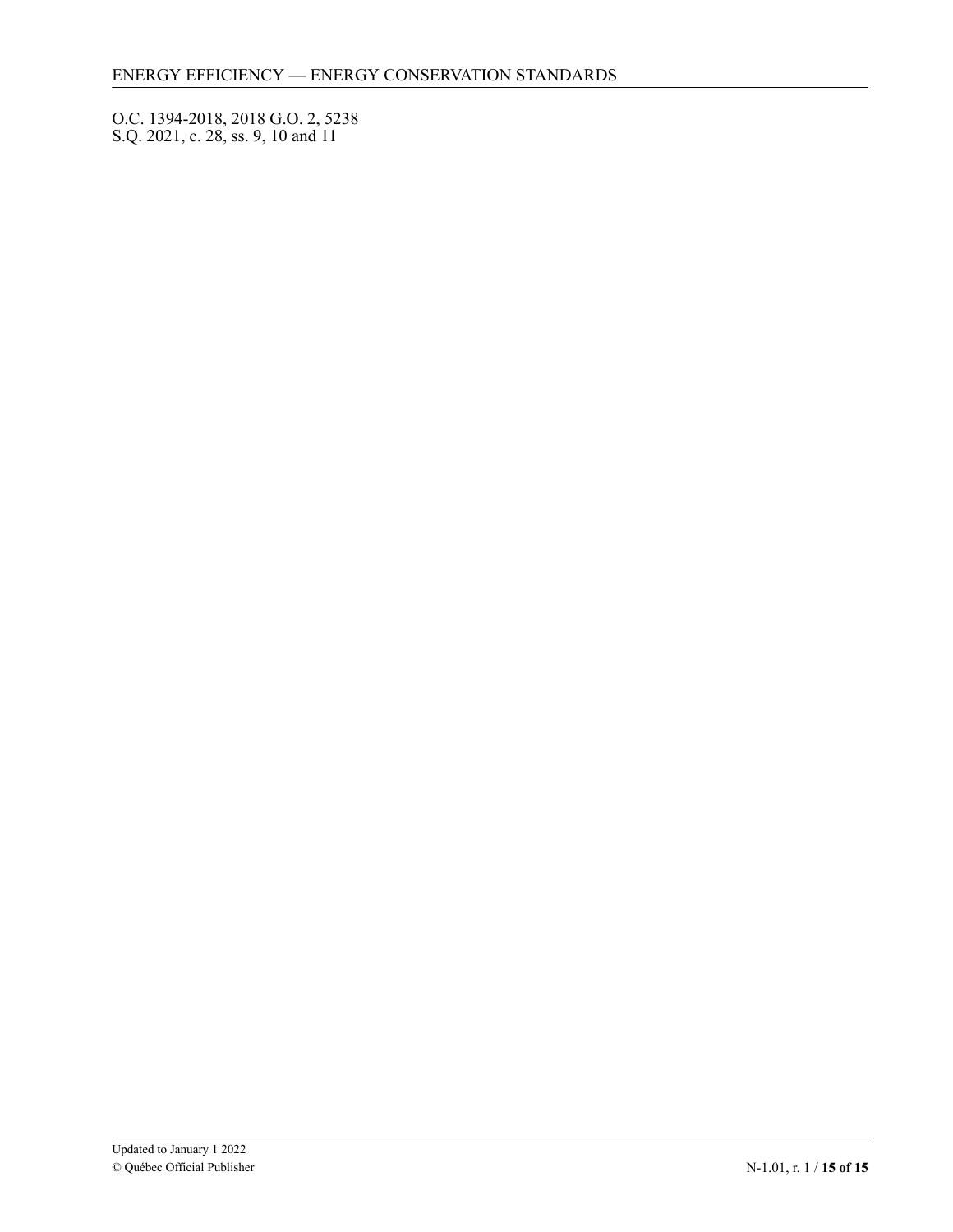O.C. 1394-2018, 2018 G.O. 2, 5238
S.Q. 2021, c. 28, ss. 9, 10 and 11